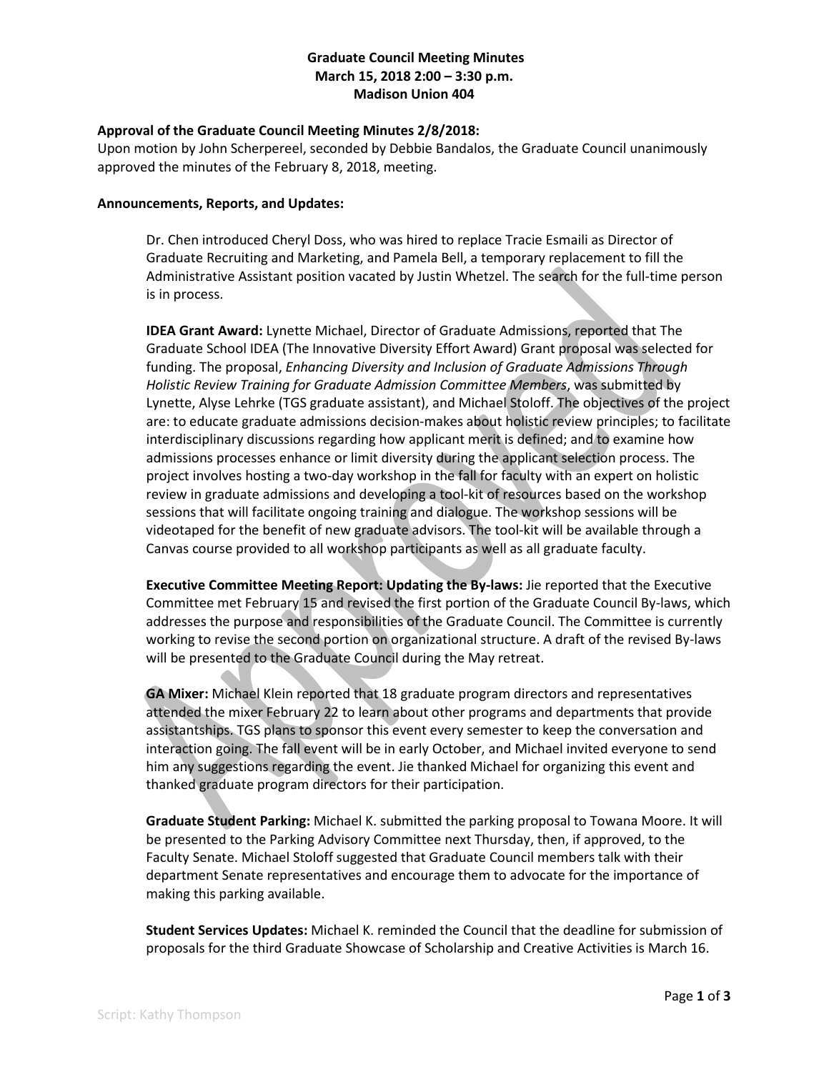# Graduate Council Meeting Minutes
## March 15, 2018 2:00 – 3:30 p.m.
## Madison Union 404

**Approval of the Graduate Council Meeting Minutes 2/8/2018:**

Upon motion by John Scherpereel, seconded by Debbie Bandalos, the Graduate Council unanimously approved the minutes of the February 8, 2018, meeting.

**Announcements, Reports, and Updates:**

Dr. Chen introduced Cheryl Doss, who was hired to replace Tracie Esmaili as Director of Graduate Recruiting and Marketing, and Pamela Bell, a temporary replacement to fill the Administrative Assistant position vacated by Justin Whetzel. The search for the full-time person is in process.

**IDEA Grant Award:** Lynette Michael, Director of Graduate Admissions, reported that The Graduate School IDEA (The Innovative Diversity Effort Award) Grant proposal was selected for funding. The proposal, *Enhancing Diversity and Inclusion of Graduate Admissions Through Holistic Review Training for Graduate Admission Committee Members*, was submitted by Lynette, Alyse Lehrke (TGS graduate assistant), and Michael Stoloff. The objectives of the project are: to educate graduate admissions decision-makes about holistic review principles; to facilitate interdisciplinary discussions regarding how applicant merit is defined; and to examine how admissions processes enhance or limit diversity during the applicant selection process. The project involves hosting a two-day workshop in the fall for faculty with an expert on holistic review in graduate admissions and developing a tool-kit of resources based on the workshop sessions that will facilitate ongoing training and dialogue. The workshop sessions will be videotaped for the benefit of new graduate advisors. The tool-kit will be available through a Canvas course provided to all workshop participants as well as all graduate faculty.

**Executive Committee Meeting Report: Updating the By-laws:** Jie reported that the Executive Committee met February 15 and revised the first portion of the Graduate Council By-laws, which addresses the purpose and responsibilities of the Graduate Council. The Committee is currently working to revise the second portion on organizational structure. A draft of the revised By-laws will be presented to the Graduate Council during the May retreat.

**GA Mixer:** Michael Klein reported that 18 graduate program directors and representatives attended the mixer February 22 to learn about other programs and departments that provide assistantships. TGS plans to sponsor this event every semester to keep the conversation and interaction going. The fall event will be in early October, and Michael invited everyone to send him any suggestions regarding the event. Jie thanked Michael for organizing this event and thanked graduate program directors for their participation.

**Graduate Student Parking:** Michael K. submitted the parking proposal to Towana Moore. It will be presented to the Parking Advisory Committee next Thursday, then, if approved, to the Faculty Senate. Michael Stoloff suggested that Graduate Council members talk with their department Senate representatives and encourage them to advocate for the importance of making this parking available.

**Student Services Updates:** Michael K. reminded the Council that the deadline for submission of proposals for the third Graduate Showcase of Scholarship and Creative Activities is March 16.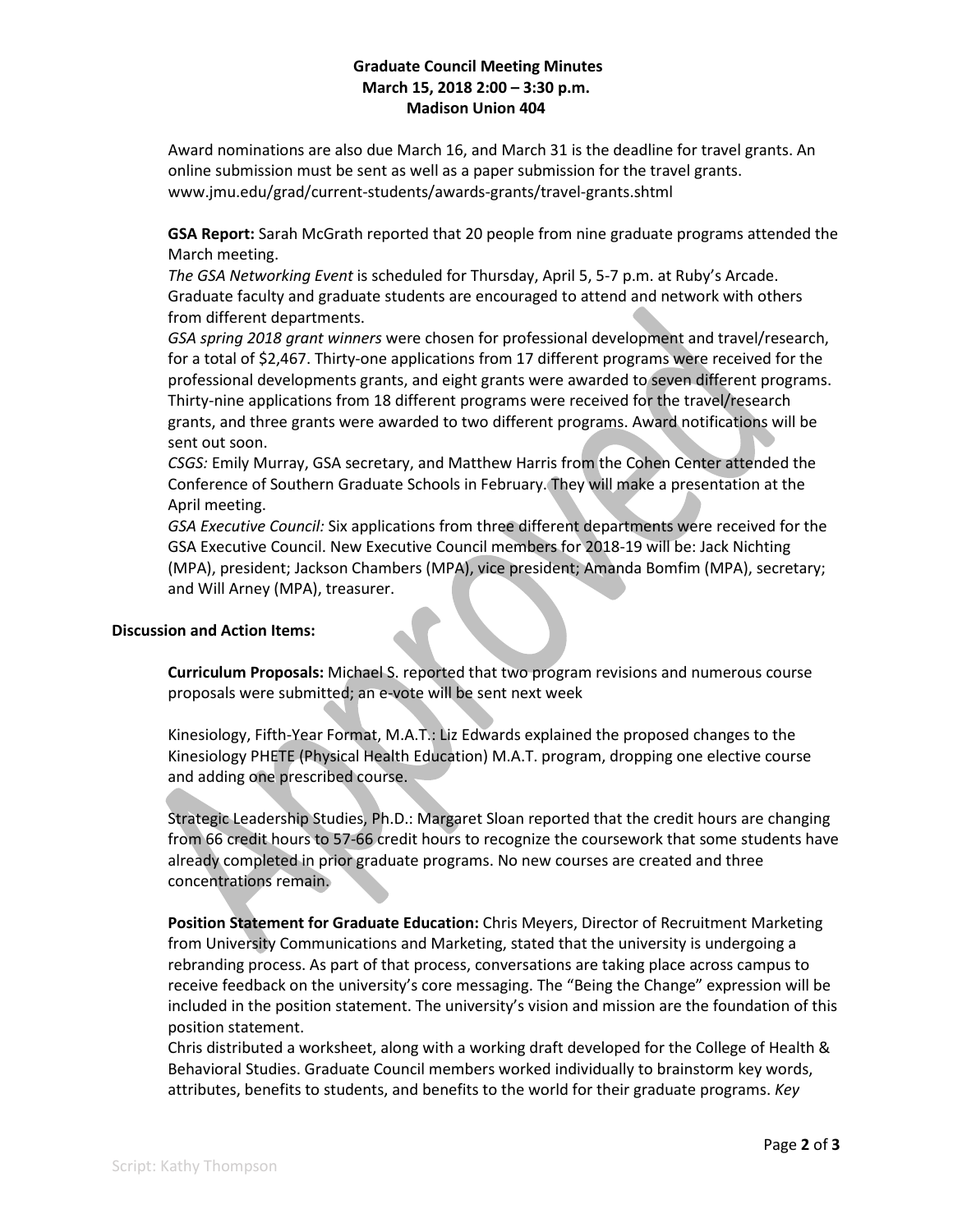Award nominations are also due March 16, and March 31 is the deadline for travel grants. An online submission must be sent as well as a paper submission for the travel grants. www.jmu.edu/grad/current-students/awards-grants/travel-grants.shtml

**GSA Report:** Sarah McGrath reported that 20 people from nine graduate programs attended the March meeting.

*The GSA Networking Event* is scheduled for Thursday, April 5, 5-7 p.m. at Ruby's Arcade. Graduate faculty and graduate students are encouraged to attend and network with others from different departments.

*GSA spring 2018 grant winners* were chosen for professional development and travel/research, for a total of $2,467. Thirty-one applications from 17 different programs were received for the professional developments grants, and eight grants were awarded to seven different programs. Thirty-nine applications from 18 different programs were received for the travel/research grants, and three grants were awarded to two different programs. Award notifications will be sent out soon.

*CSGS:* Emily Murray, GSA secretary, and Matthew Harris from the Cohen Center attended the Conference of Southern Graduate Schools in February. They will make a presentation at the April meeting.

*GSA Executive Council:* Six applications from three different departments were received for the GSA Executive Council. New Executive Council members for 2018-19 will be: Jack Nichting (MPA), president; Jackson Chambers (MPA), vice president; Amanda Bomfim (MPA), secretary; and Will Arney (MPA), treasurer.

**Discussion and Action Items:**

**Curriculum Proposals:** Michael S. reported that two program revisions and numerous course proposals were submitted; an e-vote will be sent next week

Kinesiology, Fifth-Year Format, M.A.T.: Liz Edwards explained the proposed changes to the Kinesiology PHETE (Physical Health Education) M.A.T. program, dropping one elective course and adding one prescribed course.

Strategic Leadership Studies, Ph.D.: Margaret Sloan reported that the credit hours are changing from 66 credit hours to 57-66 credit hours to recognize the coursework that some students have already completed in prior graduate programs. No new courses are created and three concentrations remain.

**Position Statement for Graduate Education:** Chris Meyers, Director of Recruitment Marketing from University Communications and Marketing, stated that the university is undergoing a rebranding process. As part of that process, conversations are taking place across campus to receive feedback on the university's core messaging. The "Being the Change" expression will be included in the position statement. The university's vision and mission are the foundation of this position statement.

Chris distributed a worksheet, along with a working draft developed for the College of Health & Behavioral Studies. Graduate Council members worked individually to brainstorm key words, attributes, benefits to students, and benefits to the world for their graduate programs. *Key*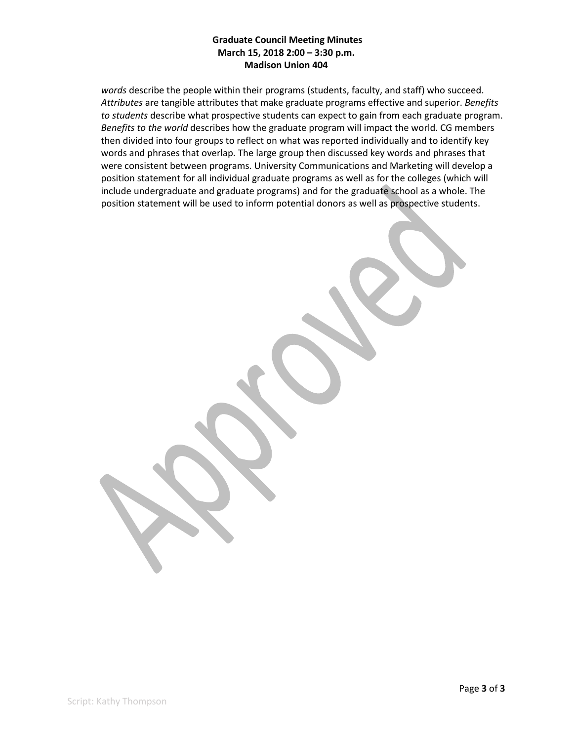*words* describe the people within their programs (students, faculty, and staff) who succeed. *Attributes* are tangible attributes that make graduate programs effective and superior. *Benefits to students* describe what prospective students can expect to gain from each graduate program. *Benefits to the world* describes how the graduate program will impact the world. CG members then divided into four groups to reflect on what was reported individually and to identify key words and phrases that overlap. The large group then discussed key words and phrases that were consistent between programs. University Communications and Marketing will develop a position statement for all individual graduate programs as well as for the colleges (which will include undergraduate and graduate programs) and for the graduate school as a whole. The position statement will be used to inform potential donors as well as prospective students.